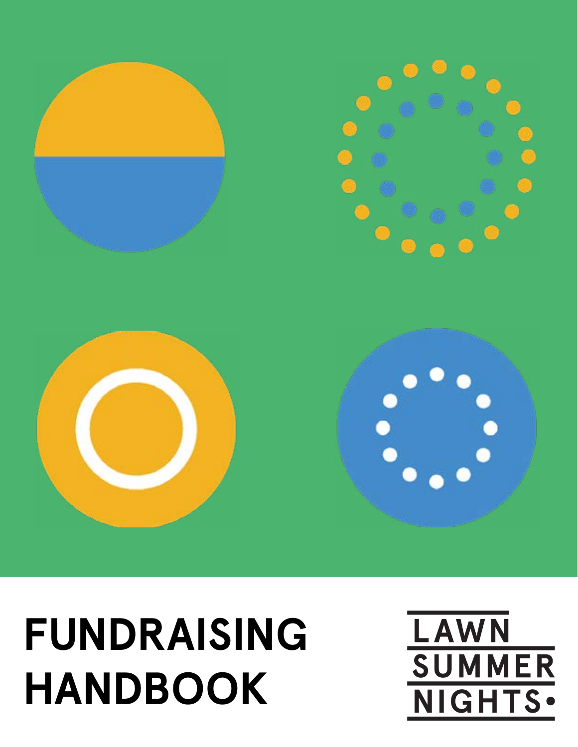# FUNDRAISING HANDBOOK

LAWN SUMMER NIGHTS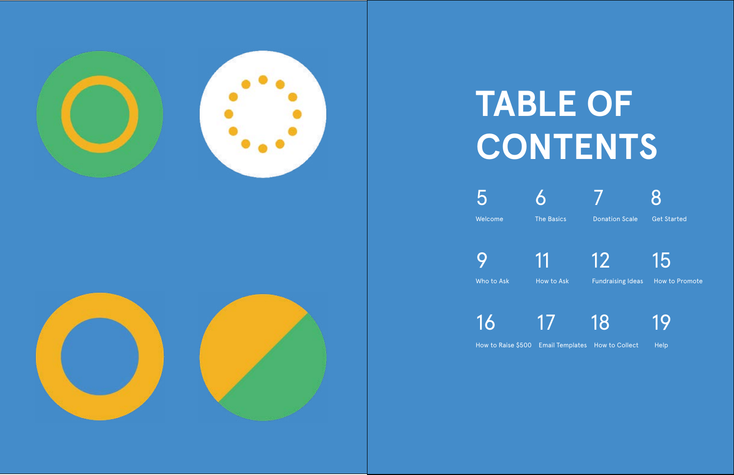# TABLE OF CONTENTS

5 Welcome

6 The Basics

7 Donation Scale

8 Get Started

9 Who to Ask

11 How to Ask

12 Fundraising Ideas

15 How to Promote

16 How to Raise $500

17 Email Templates

18 How to Collect

19 Help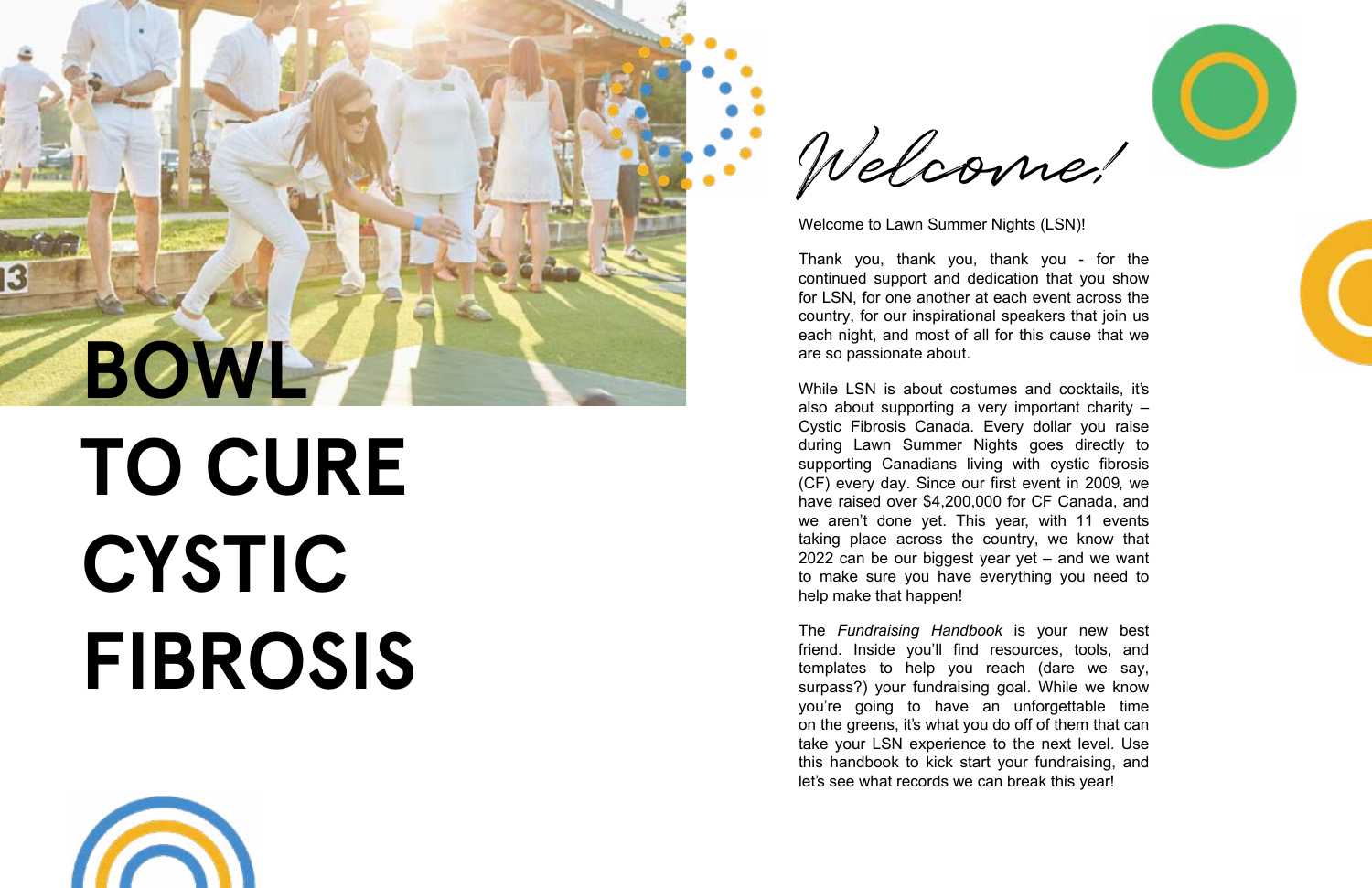# BOWL TO CURE CYSTIC FIBROSIS

## Welcome!

Welcome to Lawn Summer Nights (LSN)!

Thank you, thank you, thank you - for the continued support and dedication that you show for LSN, for one another at each event across the country, for our inspirational speakers that join us each night, and most of all for this cause that we are so passionate about.

While LSN is about costumes and cocktails, it's also about supporting a very important charity – Cystic Fibrosis Canada. Every dollar you raise during Lawn Summer Nights goes directly to supporting Canadians living with cystic fibrosis (CF) every day. Since our first event in 2009, we have raised over $4,200,000 for CF Canada, and we aren't done yet. This year, with 11 events taking place across the country, we know that 2022 can be our biggest year yet – and we want to make sure you have everything you need to help make that happen!

The *Fundraising Handbook* is your new best friend. Inside you'll find resources, tools, and templates to help you reach (dare we say, surpass?) your fundraising goal. While we know you're going to have an unforgettable time on the greens, it's what you do off of them that can take your LSN experience to the next level. Use this handbook to kick start your fundraising, and let's see what records we can break this year!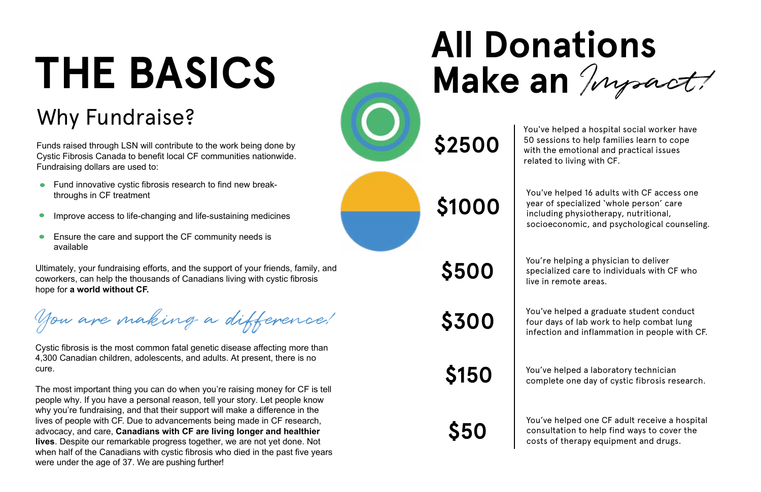# THE BASICS

## Why Fundraise?

Funds raised through LSN will contribute to the work being done by Cystic Fibrosis Canada to benefit local CF communities nationwide. Fundraising dollars are used to:

- Fund innovative cystic fibrosis research to find new break-throughs in CF treatment
- Improve access to life-changing and life-sustaining medicines
- Ensure the care and support the CF community needs is available

Ultimately, your fundraising efforts, and the support of your friends, family, and coworkers, can help the thousands of Canadians living with cystic fibrosis hope for **a world without CF.**

*You are making a difference!*

Cystic fibrosis is the most common fatal genetic disease affecting more than 4,300 Canadian children, adolescents, and adults. At present, there is no cure.

The most important thing you can do when you're raising money for CF is tell people why. If you have a personal reason, tell your story. Let people know why you're fundraising, and that their support will make a difference in the lives of people with CF. Due to advancements being made in CF research, advocacy, and care, **Canadians with CF are living longer and healthier lives**. Despite our remarkable progress together, we are not yet done. Not when half of the Canadians with cystic fibrosis who died in the past five years were under the age of 37. We are pushing further!

# All Donations Make an *Impact!*

| Amount | Impact |
|---|---|
| $2500 | You've helped a hospital social worker have 50 sessions to help families learn to cope with the emotional and practical issues related to living with CF. |
| $1000 | You've helped 16 adults with CF access one year of specialized 'whole person' care including physiotherapy, nutritional, socioeconomic, and psychological counseling. |
| $500 | You're helping a physician to deliver specialized care to individuals with CF who live in remote areas. |
| $300 | You've helped a graduate student conduct four days of lab work to help combat lung infection and inflammation in people with CF. |
| $150 | You've helped a laboratory technician complete one day of cystic fibrosis research. |
| $50 | You've helped one CF adult receive a hospital consultation to help find ways to cover the costs of therapy equipment and drugs. |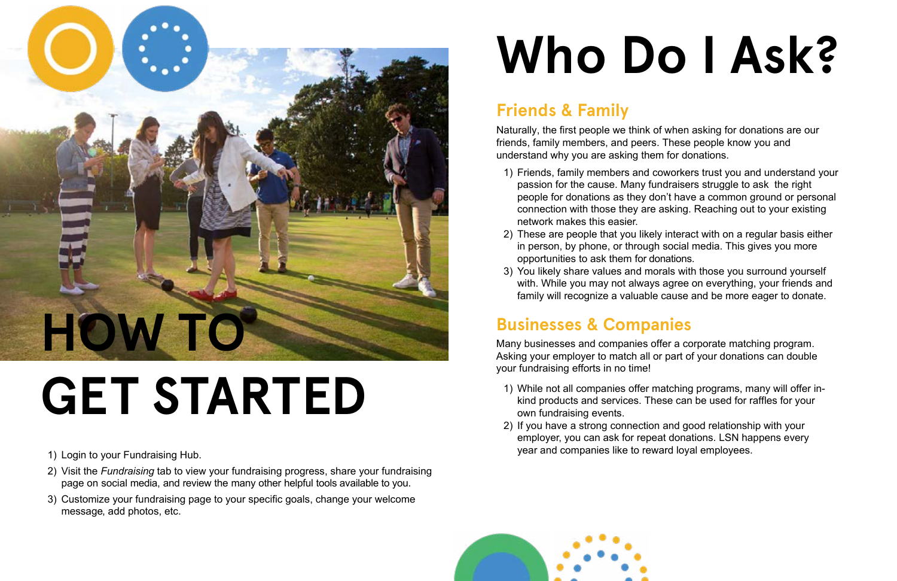# HOW TO GET STARTED

1) Login to your Fundraising Hub.
2) Visit the *Fundraising* tab to view your fundraising progress, share your fundraising page on social media, and review the many other helpful tools available to you.
3) Customize your fundraising page to your specific goals, change your welcome message, add photos, etc.

# Who Do I Ask?

## Friends & Family

Naturally, the first people we think of when asking for donations are our friends, family members, and peers. These people know you and understand why you are asking them for donations.

1) Friends, family members and coworkers trust you and understand your passion for the cause. Many fundraisers struggle to ask the right people for donations as they don't have a common ground or personal connection with those they are asking. Reaching out to your existing network makes this easier.
2) These are people that you likely interact with on a regular basis either in person, by phone, or through social media. This gives you more opportunities to ask them for donations.
3) You likely share values and morals with those you surround yourself with. While you may not always agree on everything, your friends and family will recognize a valuable cause and be more eager to donate.

## Businesses & Companies

Many businesses and companies offer a corporate matching program. Asking your employer to match all or part of your donations can double your fundraising efforts in no time!

1) While not all companies offer matching programs, many will offer in-kind products and services. These can be used for raffles for your own fundraising events.
2) If you have a strong connection and good relationship with your employer, you can ask for repeat donations. LSN happens every year and companies like to reward loyal employees.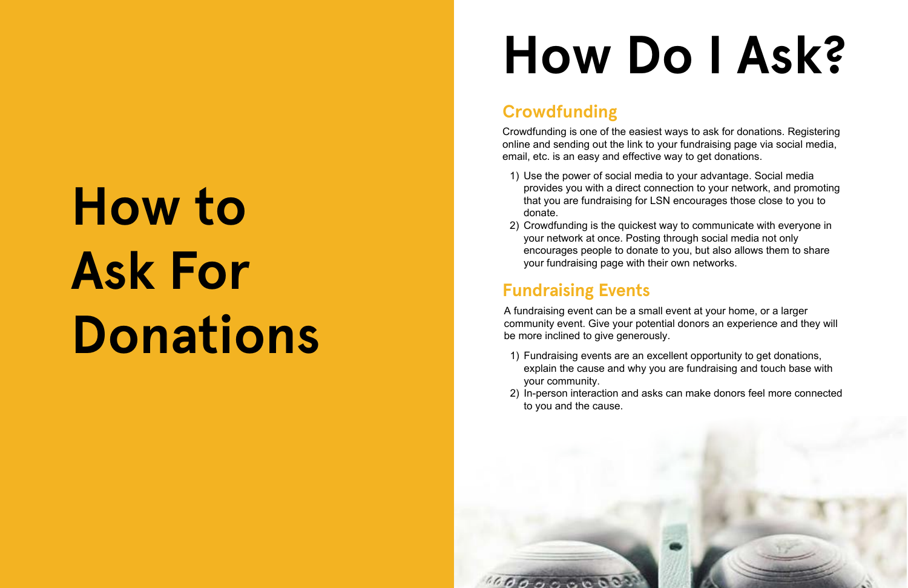# How to Ask For Donations

# How Do I Ask?

## Crowdfunding

Crowdfunding is one of the easiest ways to ask for donations. Registering online and sending out the link to your fundraising page via social media, email, etc. is an easy and effective way to get donations.

1) Use the power of social media to your advantage. Social media provides you with a direct connection to your network, and promoting that you are fundraising for LSN encourages those close to you to donate.
2) Crowdfunding is the quickest way to communicate with everyone in your network at once. Posting through social media not only encourages people to donate to you, but also allows them to share your fundraising page with their own networks.

## Fundraising Events

A fundraising event can be a small event at your home, or a larger community event. Give your potential donors an experience and they will be more inclined to give generously.

1) Fundraising events are an excellent opportunity to get donations, explain the cause and why you are fundraising and touch base with your community.
2) In-person interaction and asks can make donors feel more connected to you and the cause.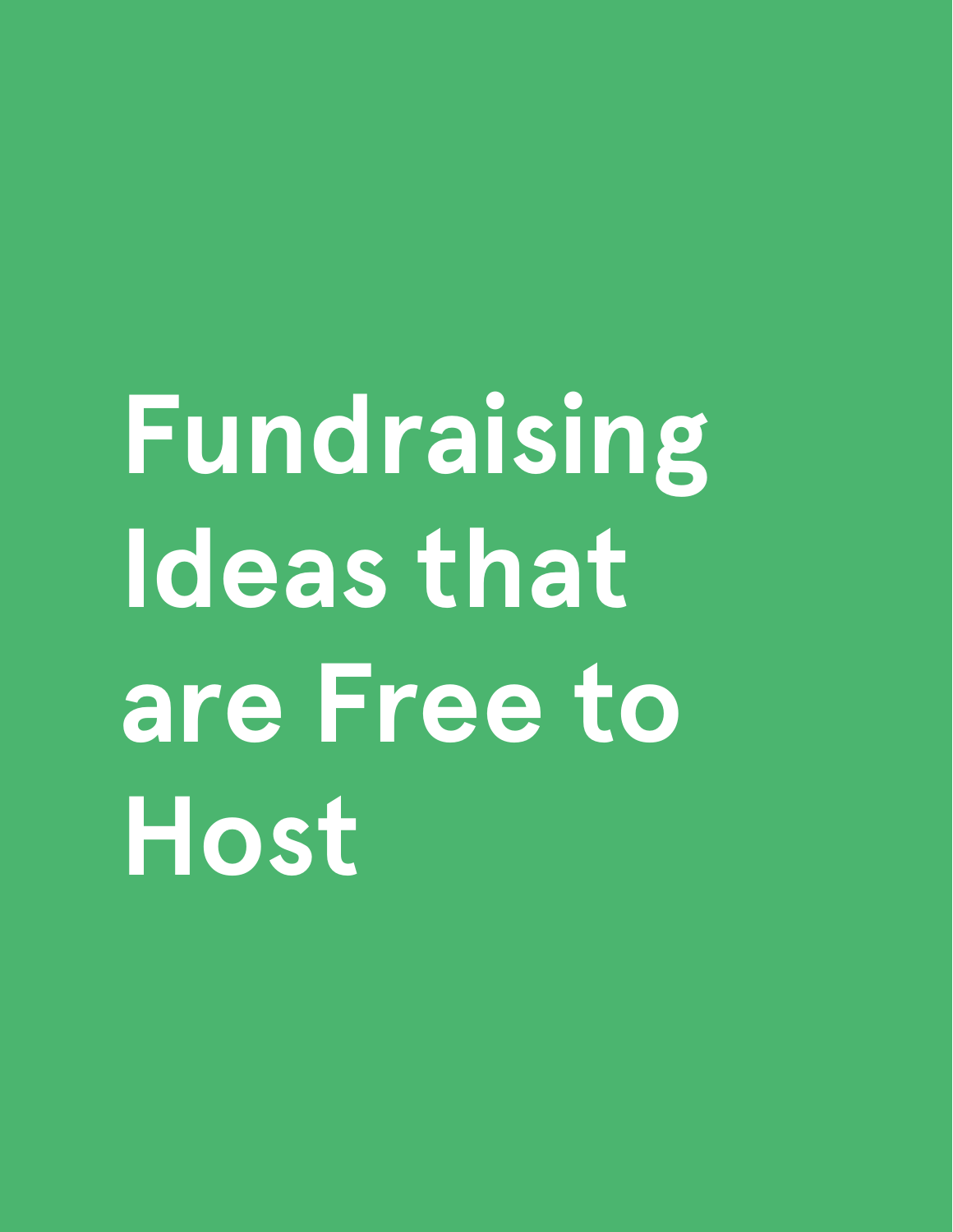# Fundraising Ideas that are Free to Host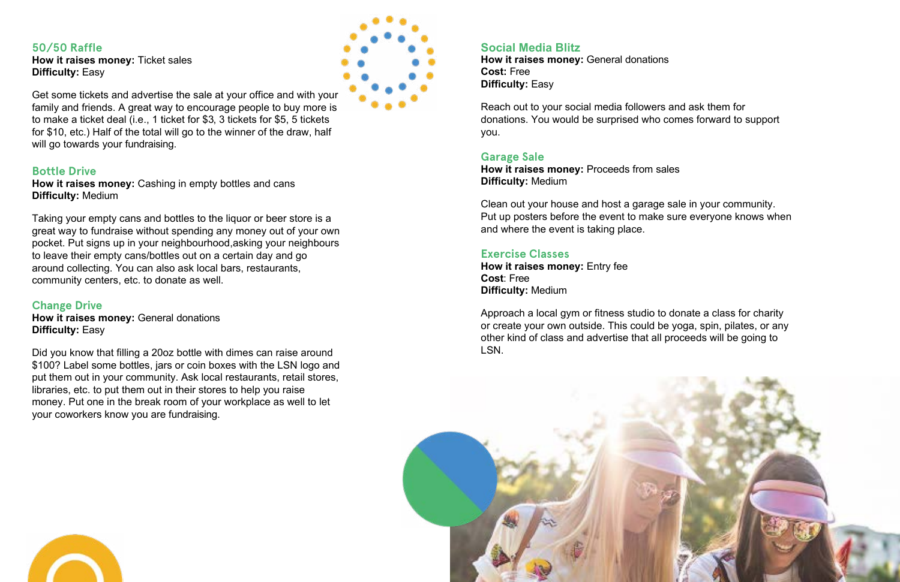## 50/50 Raffle

**How it raises money:** Ticket sales
**Difficulty:** Easy

Get some tickets and advertise the sale at your office and with your family and friends. A great way to encourage people to buy more is to make a ticket deal (i.e., 1 ticket for $3, 3 tickets for $5, 5 tickets for $10, etc.) Half of the total will go to the winner of the draw, half will go towards your fundraising.

## Bottle Drive

**How it raises money:** Cashing in empty bottles and cans
**Difficulty:** Medium

Taking your empty cans and bottles to the liquor or beer store is a great way to fundraise without spending any money out of your own pocket. Put signs up in your neighbourhood,asking your neighbours to leave their empty cans/bottles out on a certain day and go around collecting. You can also ask local bars, restaurants, community centers, etc. to donate as well.

## Change Drive

**How it raises money:** General donations
**Difficulty:** Easy

Did you know that filling a 20oz bottle with dimes can raise around $100? Label some bottles, jars or coin boxes with the LSN logo and put them out in your community. Ask local restaurants, retail stores, libraries, etc. to put them out in their stores to help you raise money. Put one in the break room of your workplace as well to let your coworkers know you are fundraising.

## Social Media Blitz

**How it raises money:** General donations
**Cost:** Free
**Difficulty:** Easy

Reach out to your social media followers and ask them for donations. You would be surprised who comes forward to support you.

## Garage Sale

**How it raises money:** Proceeds from sales
**Difficulty:** Medium

Clean out your house and host a garage sale in your community. Put up posters before the event to make sure everyone knows when and where the event is taking place.

## Exercise Classes

**How it raises money:** Entry fee
**Cost**: Free
**Difficulty:** Medium

Approach a local gym or fitness studio to donate a class for charity or create your own outside. This could be yoga, spin, pilates, or any other kind of class and advertise that all proceeds will be going to LSN.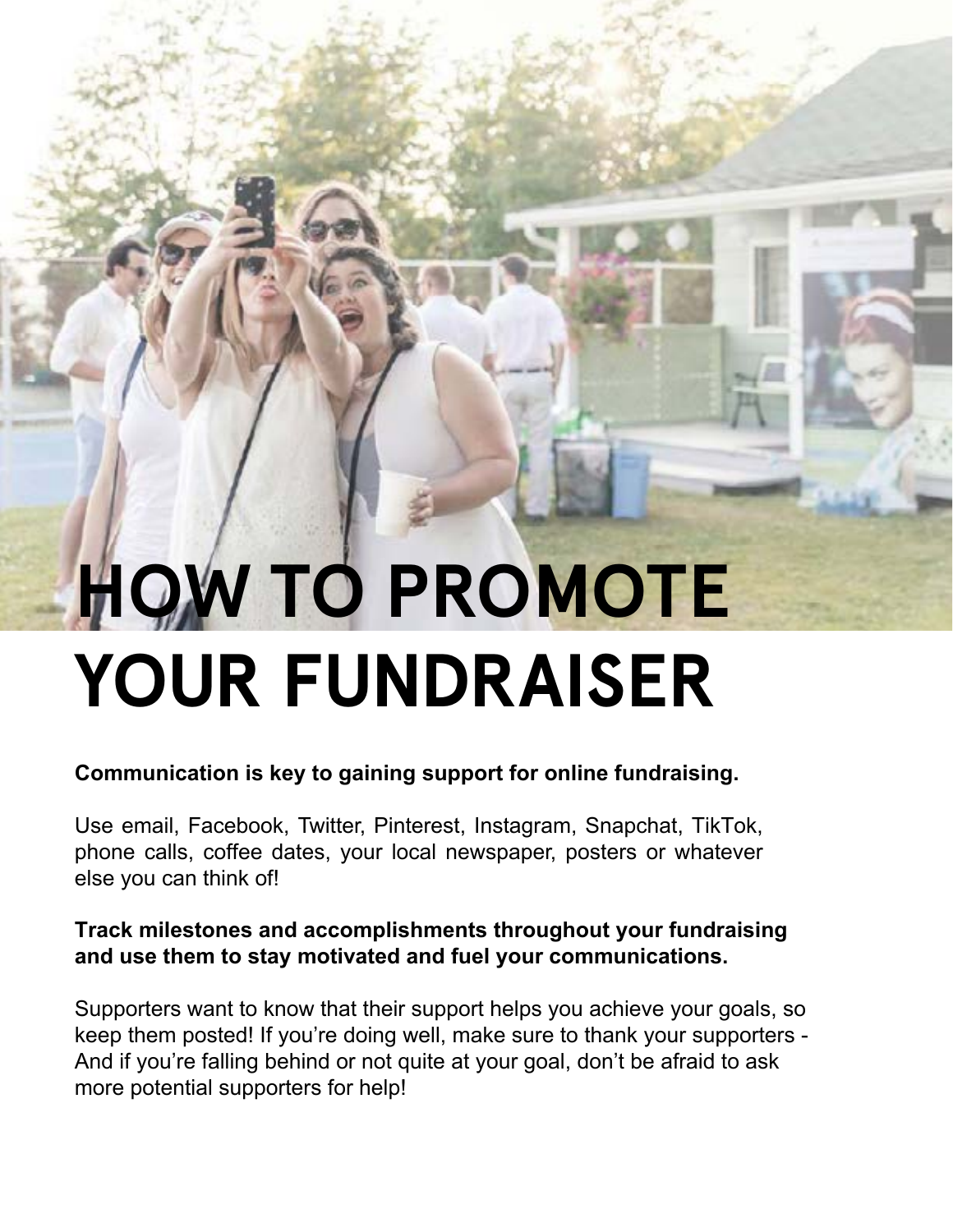# HOW TO PROMOTE YOUR FUNDRAISER

**Communication is key to gaining support for online fundraising.**

Use email, Facebook, Twitter, Pinterest, Instagram, Snapchat, TikTok, phone calls, coffee dates, your local newspaper, posters or whatever else you can think of!

**Track milestones and accomplishments throughout your fundraising and use them to stay motivated and fuel your communications.**

Supporters want to know that their support helps you achieve your goals, so keep them posted! If you're doing well, make sure to thank your supporters - And if you're falling behind or not quite at your goal, don't be afraid to ask more potential supporters for help!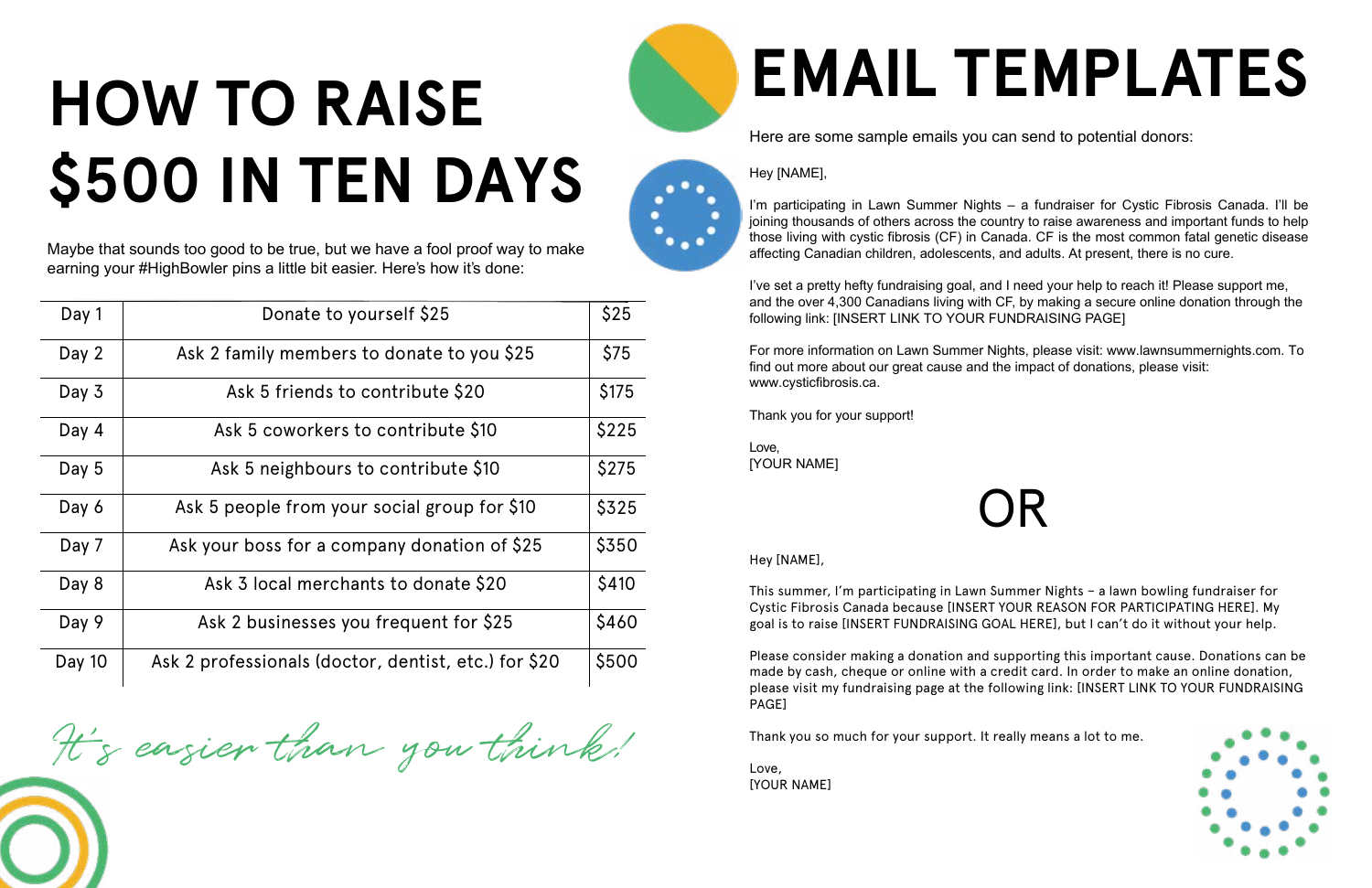# HOW TO RAISE $500 IN TEN DAYS

Maybe that sounds too good to be true, but we have a fool proof way to make earning your #HighBowler pins a little bit easier. Here's how it's done:

| | | |
|---|---|---|
| Day 1 | Donate to yourself $25 | $25 |
| Day 2 | Ask 2 family members to donate to you $25 | $75 |
| Day 3 | Ask 5 friends to contribute $20 | $175 |
| Day 4 | Ask 5 coworkers to contribute $10 | $225 |
| Day 5 | Ask 5 neighbours to contribute $10 | $275 |
| Day 6 | Ask 5 people from your social group for $10 | $325 |
| Day 7 | Ask your boss for a company donation of $25 | $350 |
| Day 8 | Ask 3 local merchants to donate $20 | $410 |
| Day 9 | Ask 2 businesses you frequent for $25 | $460 |
| Day 10 | Ask 2 professionals (doctor, dentist, etc.) for $20 | $500 |

*It's easier than you think!*

# EMAIL TEMPLATES

Here are some sample emails you can send to potential donors:

Hey [NAME],

I'm participating in Lawn Summer Nights – a fundraiser for Cystic Fibrosis Canada. I'll be joining thousands of others across the country to raise awareness and important funds to help those living with cystic fibrosis (CF) in Canada. CF is the most common fatal genetic disease affecting Canadian children, adolescents, and adults. At present, there is no cure.

I've set a pretty hefty fundraising goal, and I need your help to reach it! Please support me, and the over 4,300 Canadians living with CF, by making a secure online donation through the following link: [INSERT LINK TO YOUR FUNDRAISING PAGE]

For more information on Lawn Summer Nights, please visit: www.lawnsummernights.com. To find out more about our great cause and the impact of donations, please visit: www.cysticfibrosis.ca.

Thank you for your support!

Love,
[YOUR NAME]

OR

Hey [NAME],

This summer, I'm participating in Lawn Summer Nights – a lawn bowling fundraiser for Cystic Fibrosis Canada because [INSERT YOUR REASON FOR PARTICIPATING HERE]. My goal is to raise [INSERT FUNDRAISING GOAL HERE], but I can't do it without your help.

Please consider making a donation and supporting this important cause. Donations can be made by cash, cheque or online with a credit card. In order to make an online donation, please visit my fundraising page at the following link: [INSERT LINK TO YOUR FUNDRAISING PAGE]

Thank you so much for your support. It really means a lot to me.

Love,
[YOUR NAME]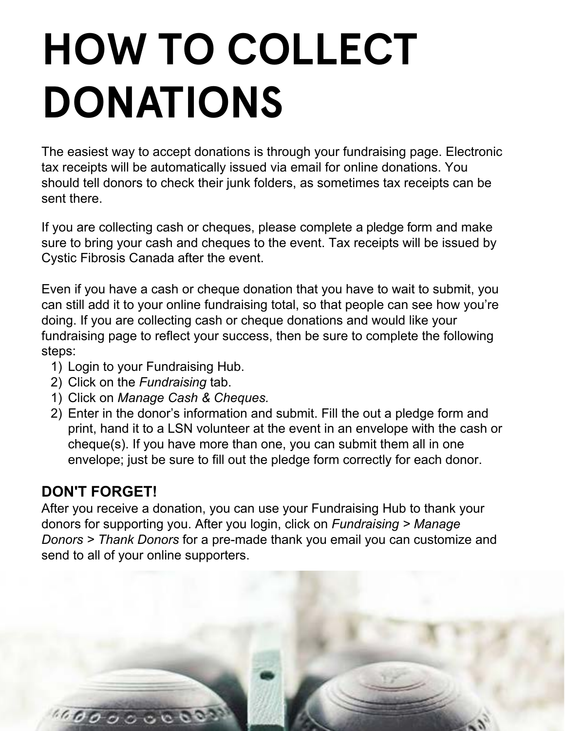# HOW TO COLLECT DONATIONS

The easiest way to accept donations is through your fundraising page. Electronic tax receipts will be automatically issued via email for online donations. You should tell donors to check their junk folders, as sometimes tax receipts can be sent there.

If you are collecting cash or cheques, please complete a pledge form and make sure to bring your cash and cheques to the event. Tax receipts will be issued by Cystic Fibrosis Canada after the event.

Even if you have a cash or cheque donation that you have to wait to submit, you can still add it to your online fundraising total, so that people can see how you're doing. If you are collecting cash or cheque donations and would like your fundraising page to reflect your success, then be sure to complete the following steps:

1) Login to your Fundraising Hub.
2) Click on the *Fundraising* tab.
1) Click on *Manage Cash & Cheques.*
2) Enter in the donor's information and submit. Fill the out a pledge form and print, hand it to a LSN volunteer at the event in an envelope with the cash or cheque(s). If you have more than one, you can submit them all in one envelope; just be sure to fill out the pledge form correctly for each donor.

**DON'T FORGET!**

After you receive a donation, you can use your Fundraising Hub to thank your donors for supporting you. After you login, click on *Fundraising* > *Manage Donors* > *Thank Donors* for a pre-made thank you email you can customize and send to all of your online supporters.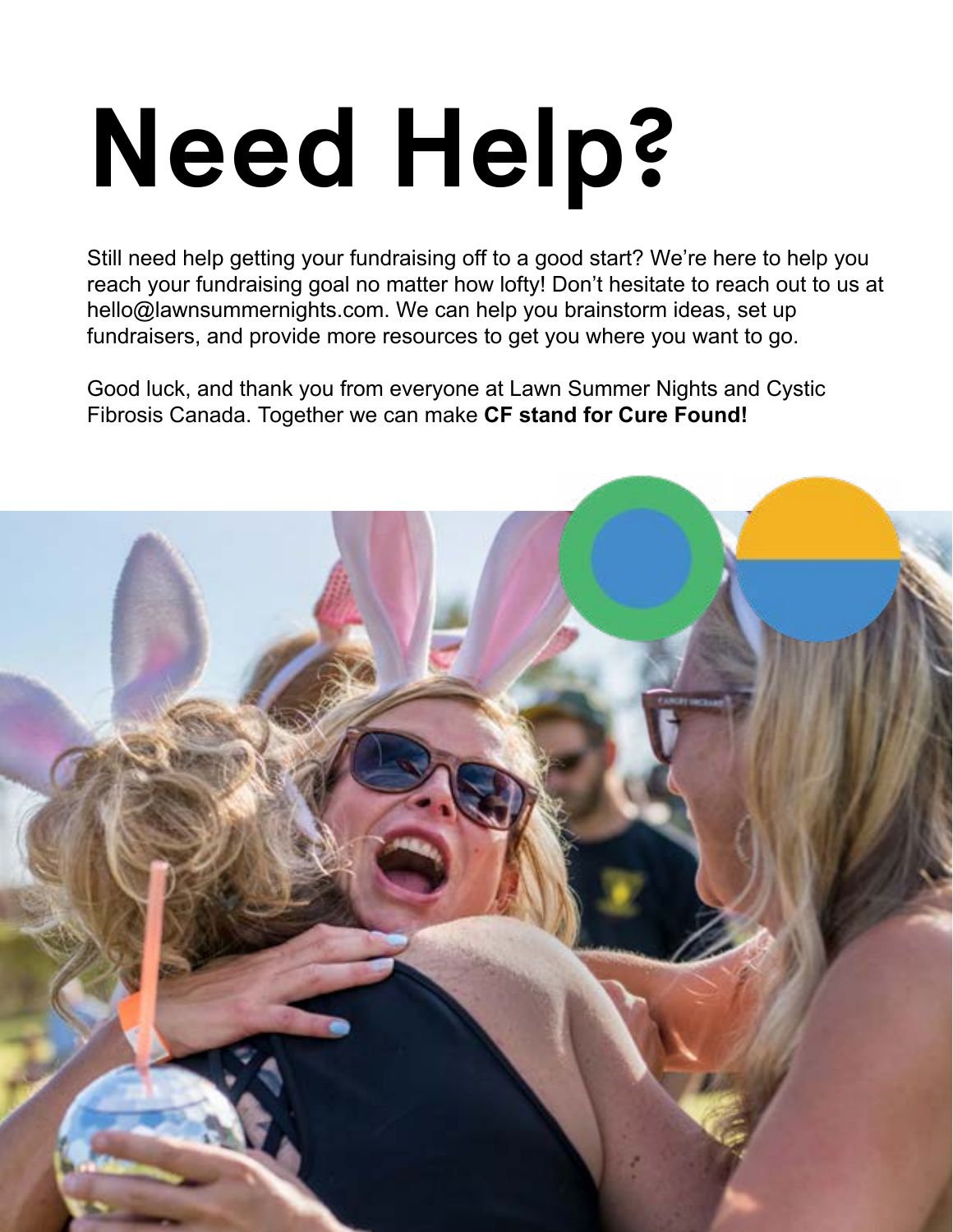# Need Help?

Still need help getting your fundraising off to a good start? We're here to help you reach your fundraising goal no matter how lofty! Don't hesitate to reach out to us at hello@lawnsummernights.com. We can help you brainstorm ideas, set up fundraisers, and provide more resources to get you where you want to go.

Good luck, and thank you from everyone at Lawn Summer Nights and Cystic Fibrosis Canada. Together we can make **CF stand for Cure Found!**